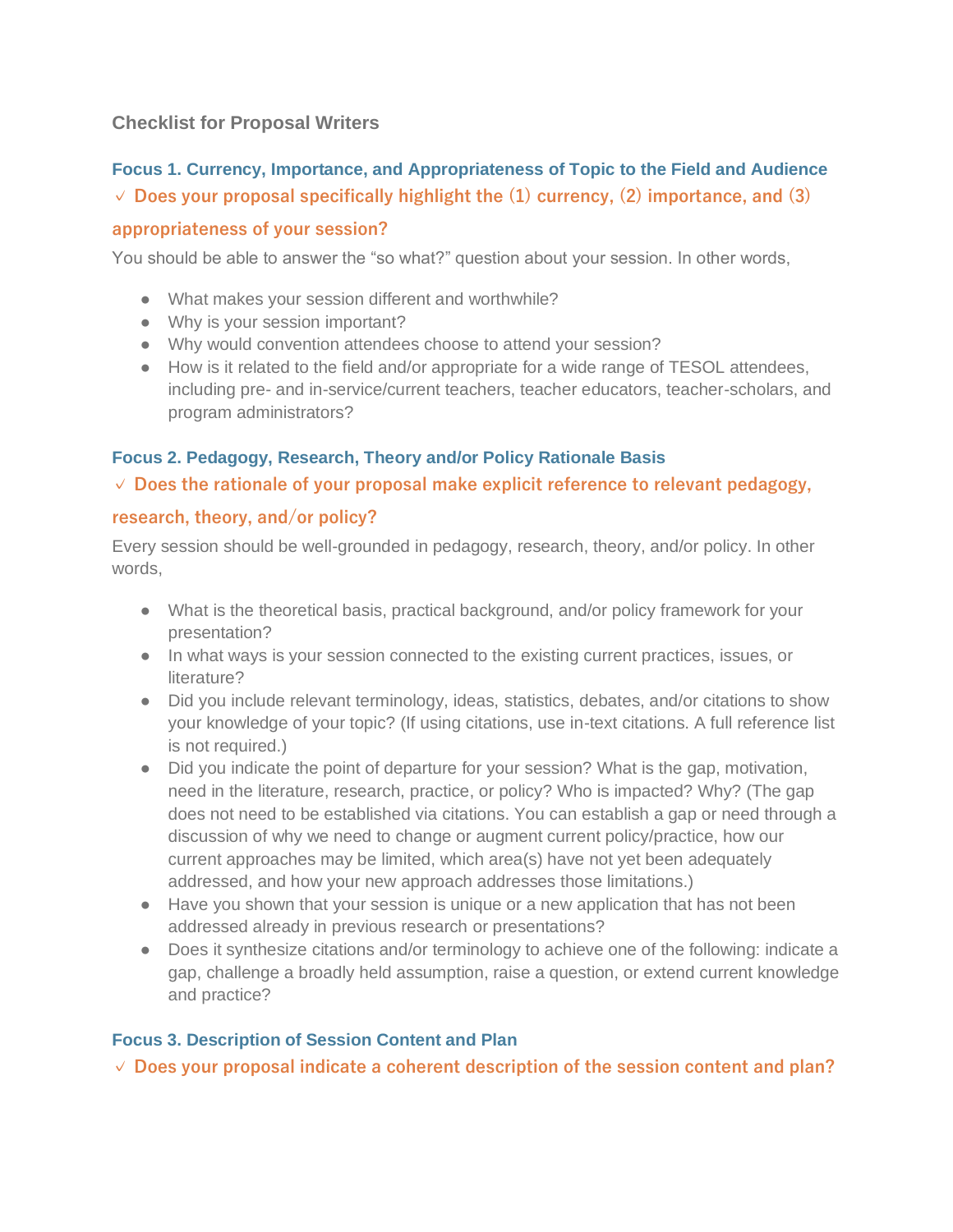# Checklist for Proposal Writers

## Focus 1. Currency, Importance, and Appropriateness of Topic to the Field and Audience

**✓ Does your proposal specifically highlight the (1) currency, (2) importance, and (3) appropriateness of your session?**

You should be able to answer the "so what?" question about your session. In other words,

- What makes your session different and worthwhile?
- Why is your session important?
- Why would convention attendees choose to attend your session?
- How is it related to the field and/or appropriate for a wide range of TESOL attendees, including pre- and in-service/current teachers, teacher educators, teacher-scholars, and program administrators?

## Focus 2. Pedagogy, Research, Theory and/or Policy Rationale Basis

**✓ Does the rationale of your proposal make explicit reference to relevant pedagogy, research, theory, and/or policy?**

Every session should be well-grounded in pedagogy, research, theory, and/or policy. In other words,

- What is the theoretical basis, practical background, and/or policy framework for your presentation?
- In what ways is your session connected to the existing current practices, issues, or literature?
- Did you include relevant terminology, ideas, statistics, debates, and/or citations to show your knowledge of your topic? (If using citations, use in-text citations. A full reference list is not required.)
- Did you indicate the point of departure for your session? What is the gap, motivation, need in the literature, research, practice, or policy? Who is impacted? Why? (The gap does not need to be established via citations. You can establish a gap or need through a discussion of why we need to change or augment current policy/practice, how our current approaches may be limited, which area(s) have not yet been adequately addressed, and how your new approach addresses those limitations.)
- Have you shown that your session is unique or a new application that has not been addressed already in previous research or presentations?
- Does it synthesize citations and/or terminology to achieve one of the following: indicate a gap, challenge a broadly held assumption, raise a question, or extend current knowledge and practice?

## Focus 3. Description of Session Content and Plan

**✓ Does your proposal indicate a coherent description of the session content and plan?**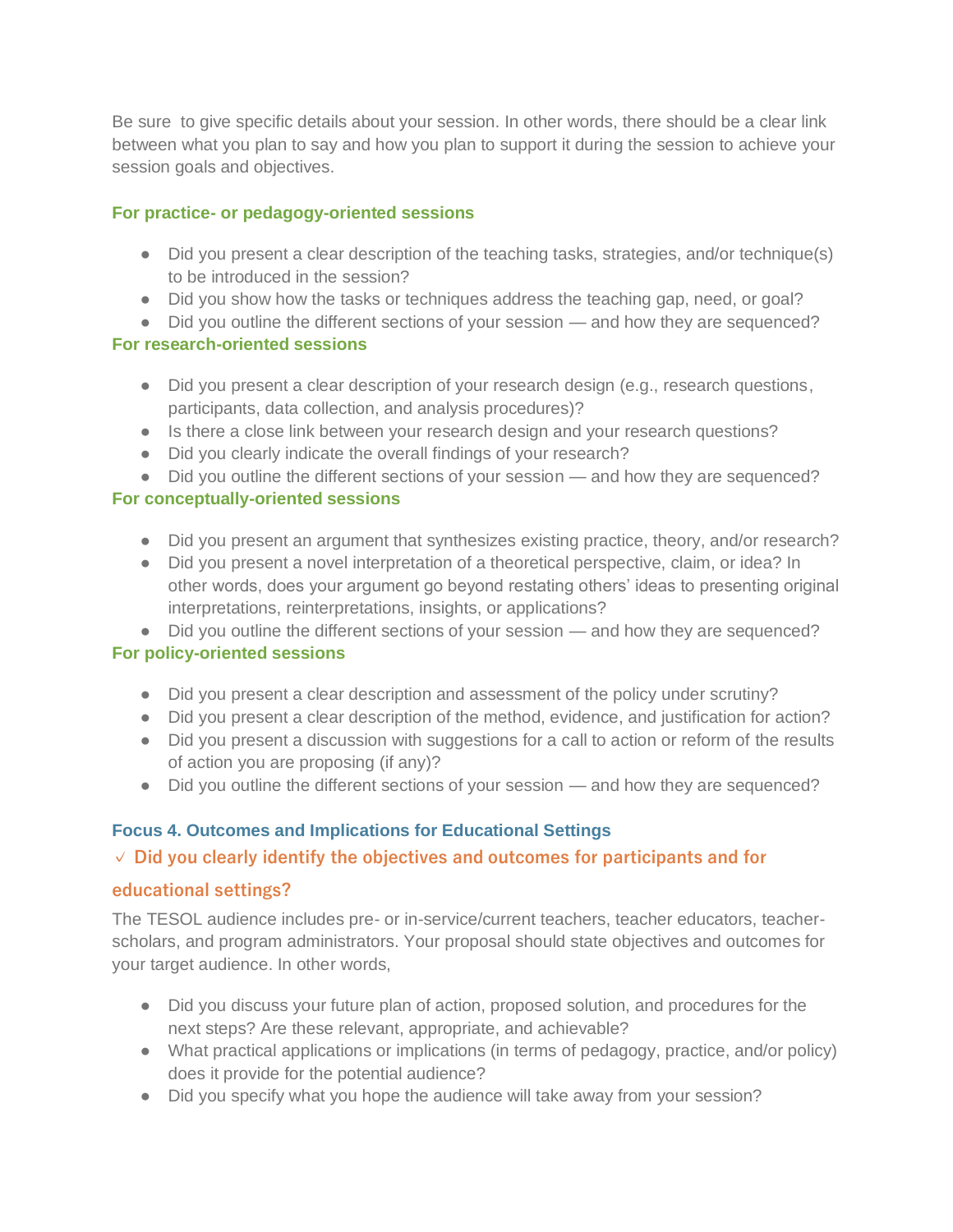Be sure to give specific details about your session. In other words, there should be a clear link between what you plan to say and how you plan to support it during the session to achieve your session goals and objectives.

**For practice- or pedagogy-oriented sessions**

- Did you present a clear description of the teaching tasks, strategies, and/or technique(s) to be introduced in the session?
- Did you show how the tasks or techniques address the teaching gap, need, or goal?
- Did you outline the different sections of your session — and how they are sequenced?

**For research-oriented sessions**

- Did you present a clear description of your research design (e.g., research questions, participants, data collection, and analysis procedures)?
- Is there a close link between your research design and your research questions?
- Did you clearly indicate the overall findings of your research?
- Did you outline the different sections of your session — and how they are sequenced?

**For conceptually-oriented sessions**

- Did you present an argument that synthesizes existing practice, theory, and/or research?
- Did you present a novel interpretation of a theoretical perspective, claim, or idea? In other words, does your argument go beyond restating others' ideas to presenting original interpretations, reinterpretations, insights, or applications?
- Did you outline the different sections of your session — and how they are sequenced?

**For policy-oriented sessions**

- Did you present a clear description and assessment of the policy under scrutiny?
- Did you present a clear description of the method, evidence, and justification for action?
- Did you present a discussion with suggestions for a call to action or reform of the results of action you are proposing (if any)?
- Did you outline the different sections of your session — and how they are sequenced?

### Focus 4. Outcomes and Implications for Educational Settings

**✓ Did you clearly identify the objectives and outcomes for participants and for educational settings?**

The TESOL audience includes pre- or in-service/current teachers, teacher educators, teacher-scholars, and program administrators. Your proposal should state objectives and outcomes for your target audience. In other words,

- Did you discuss your future plan of action, proposed solution, and procedures for the next steps? Are these relevant, appropriate, and achievable?
- What practical applications or implications (in terms of pedagogy, practice, and/or policy) does it provide for the potential audience?
- Did you specify what you hope the audience will take away from your session?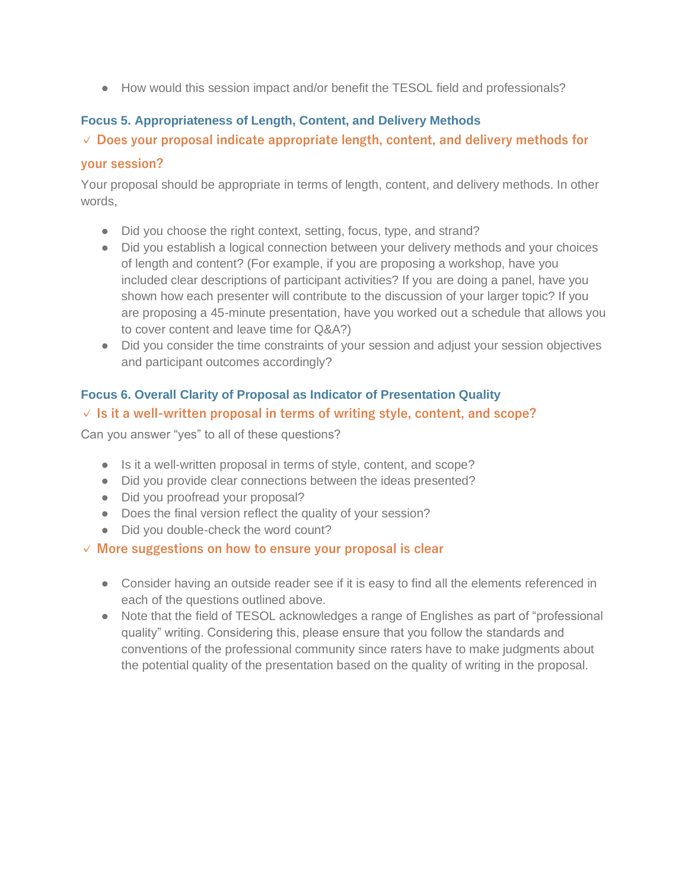- How would this session impact and/or benefit the TESOL field and professionals?

### Focus 5. Appropriateness of Length, Content, and Delivery Methods

**✓ Does your proposal indicate appropriate length, content, and delivery methods for your session?**

Your proposal should be appropriate in terms of length, content, and delivery methods. In other words,

- Did you choose the right context, setting, focus, type, and strand?
- Did you establish a logical connection between your delivery methods and your choices of length and content? (For example, if you are proposing a workshop, have you included clear descriptions of participant activities? If you are doing a panel, have you shown how each presenter will contribute to the discussion of your larger topic? If you are proposing a 45-minute presentation, have you worked out a schedule that allows you to cover content and leave time for Q&A?)
- Did you consider the time constraints of your session and adjust your session objectives and participant outcomes accordingly?

### Focus 6. Overall Clarity of Proposal as Indicator of Presentation Quality

**✓ Is it a well-written proposal in terms of writing style, content, and scope?**

Can you answer "yes" to all of these questions?

- Is it a well-written proposal in terms of style, content, and scope?
- Did you provide clear connections between the ideas presented?
- Did you proofread your proposal?
- Does the final version reflect the quality of your session?
- Did you double-check the word count?

**✓ More suggestions on how to ensure your proposal is clear**

- Consider having an outside reader see if it is easy to find all the elements referenced in each of the questions outlined above.
- Note that the field of TESOL acknowledges a range of Englishes as part of "professional quality" writing. Considering this, please ensure that you follow the standards and conventions of the professional community since raters have to make judgments about the potential quality of the presentation based on the quality of writing in the proposal.